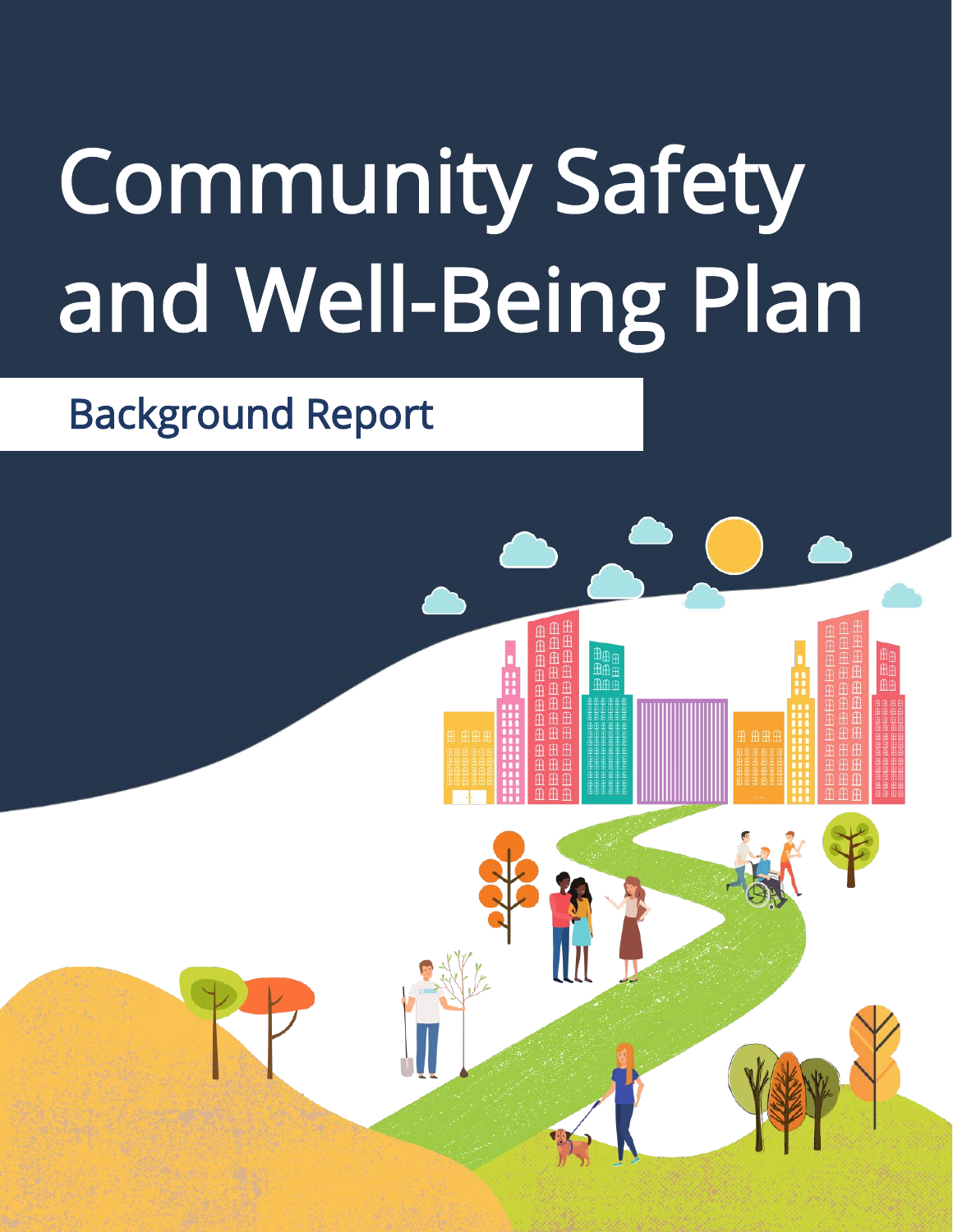# Community Safety and Well-Being Plan

## Background Report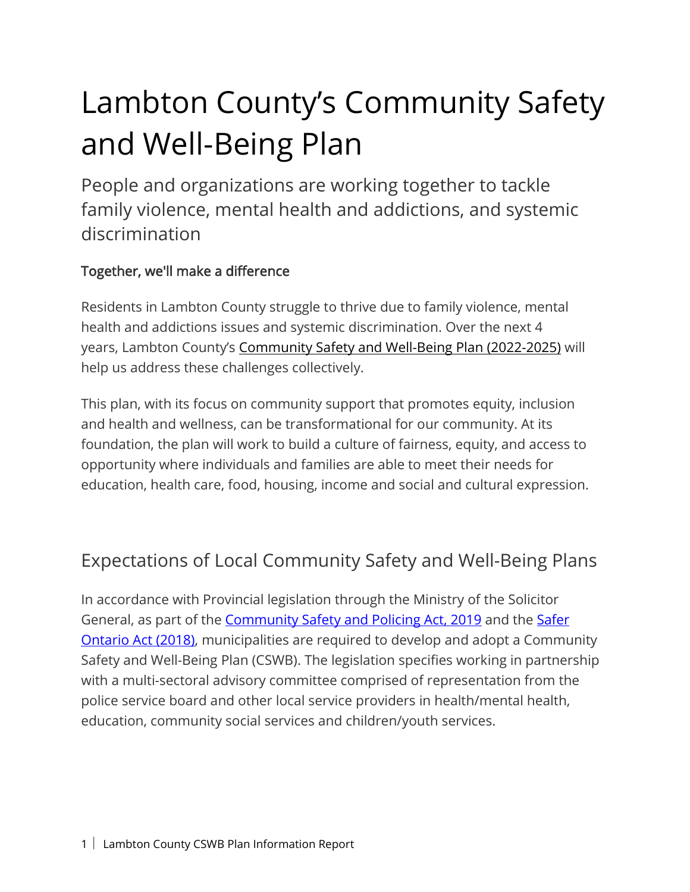# Lambton County's Community Safety and Well-Being Plan

## People and organizations are working together to tackle family violence, mental health and addictions, and systemic discrimination

### Together, we'll make a difference

Residents in Lambton County struggle to thrive due to family violence, mental health and addictions issues and systemic discrimination. Over the next 4 years, Lambton County's Community Safety and Well-Being Plan (2022-2025) will help us address these challenges collectively.

This plan, with its focus on community support that promotes equity, inclusion and health and wellness, can be transformational for our community. At its foundation, the plan will work to build a culture of fairness, equity, and access to opportunity where individuals and families are able to meet their needs for education, health care, food, housing, income and social and cultural expression.

## Expectations of Local Community Safety and Well-Being Plans

In accordance with Provincial legislation through the Ministry of the Solicitor General, as part of the Community Safety and Policing Act, 2019 and the Safer Ontario Act (2018), municipalities are required to develop and adopt a Community Safety and Well-Being Plan (CSWB). The legislation specifies working in partnership with a multi-sectoral advisory committee comprised of representation from the police service board and other local service providers in health/mental health, education, community social services and children/youth services.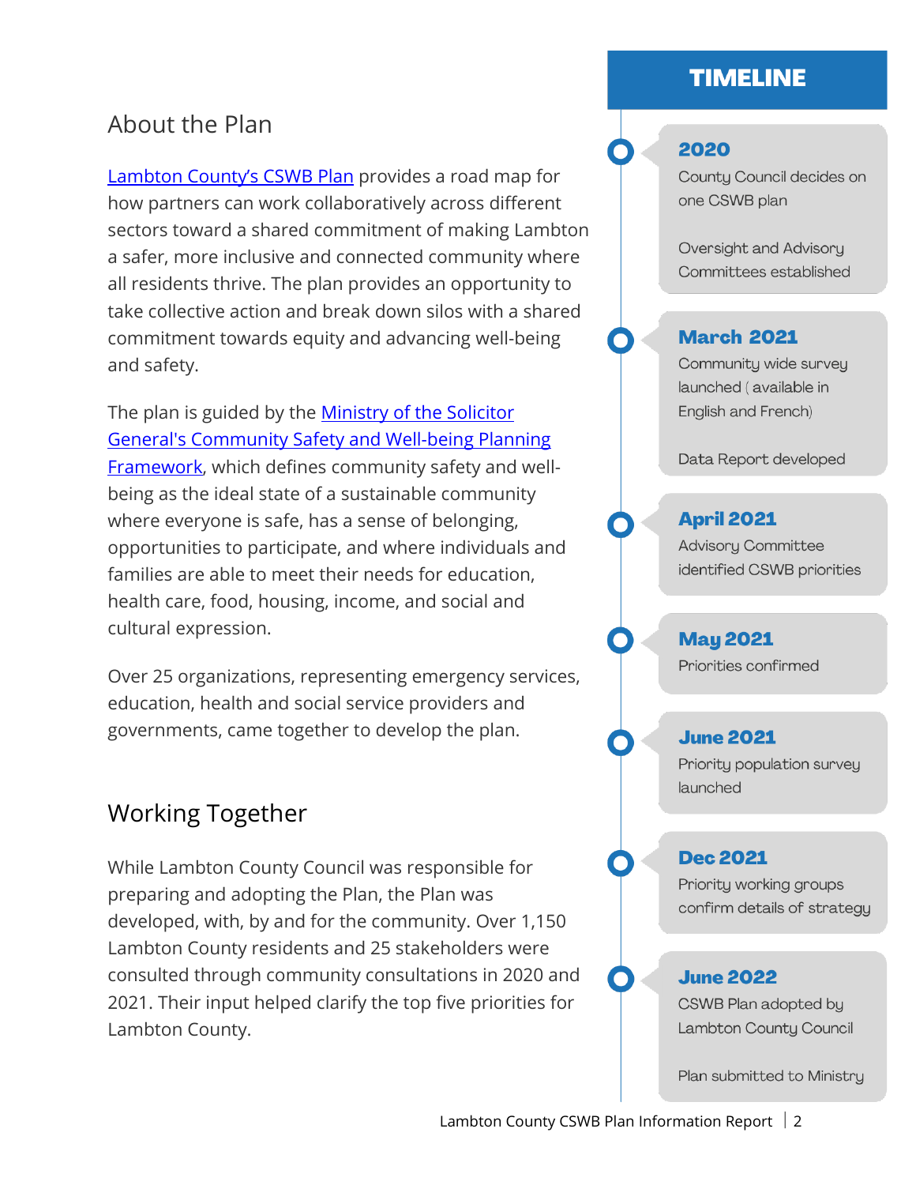## About the Plan

Lambton County's CSWB Plan provides a road map for how partners can work collaboratively across different sectors toward a shared commitment of making Lambton a safer, more inclusive and connected community where all residents thrive. The plan provides an opportunity to take collective action and break down silos with a shared commitment towards equity and advancing well-being and safety.

The plan is guided by the Ministry of the Solicitor General's Community Safety and Well-being Planning Framework, which defines community safety and well-being as the ideal state of a sustainable community where everyone is safe, has a sense of belonging, opportunities to participate, and where individuals and families are able to meet their needs for education, health care, food, housing, income, and social and cultural expression.

Over 25 organizations, representing emergency services, education, health and social service providers and governments, came together to develop the plan.

## Working Together

While Lambton County Council was responsible for preparing and adopting the Plan, the Plan was developed, with, by and for the community. Over 1,150 Lambton County residents and 25 stakeholders were consulted through community consultations in 2020 and 2021. Their input helped clarify the top five priorities for Lambton County.

## TIMELINE

**2020**

County Council decides on one CSWB plan

Oversight and Advisory Committees established

**March 2021**

Community wide survey launched ( available in English and French)

Data Report developed

**April 2021**

Advisory Committee identified CSWB priorities

**May 2021**

Priorities confirmed

**June 2021**

Priority population survey launched

**Dec 2021**

Priority working groups confirm details of strategy

**June 2022**

CSWB Plan adopted by Lambton County Council

Plan submitted to Ministry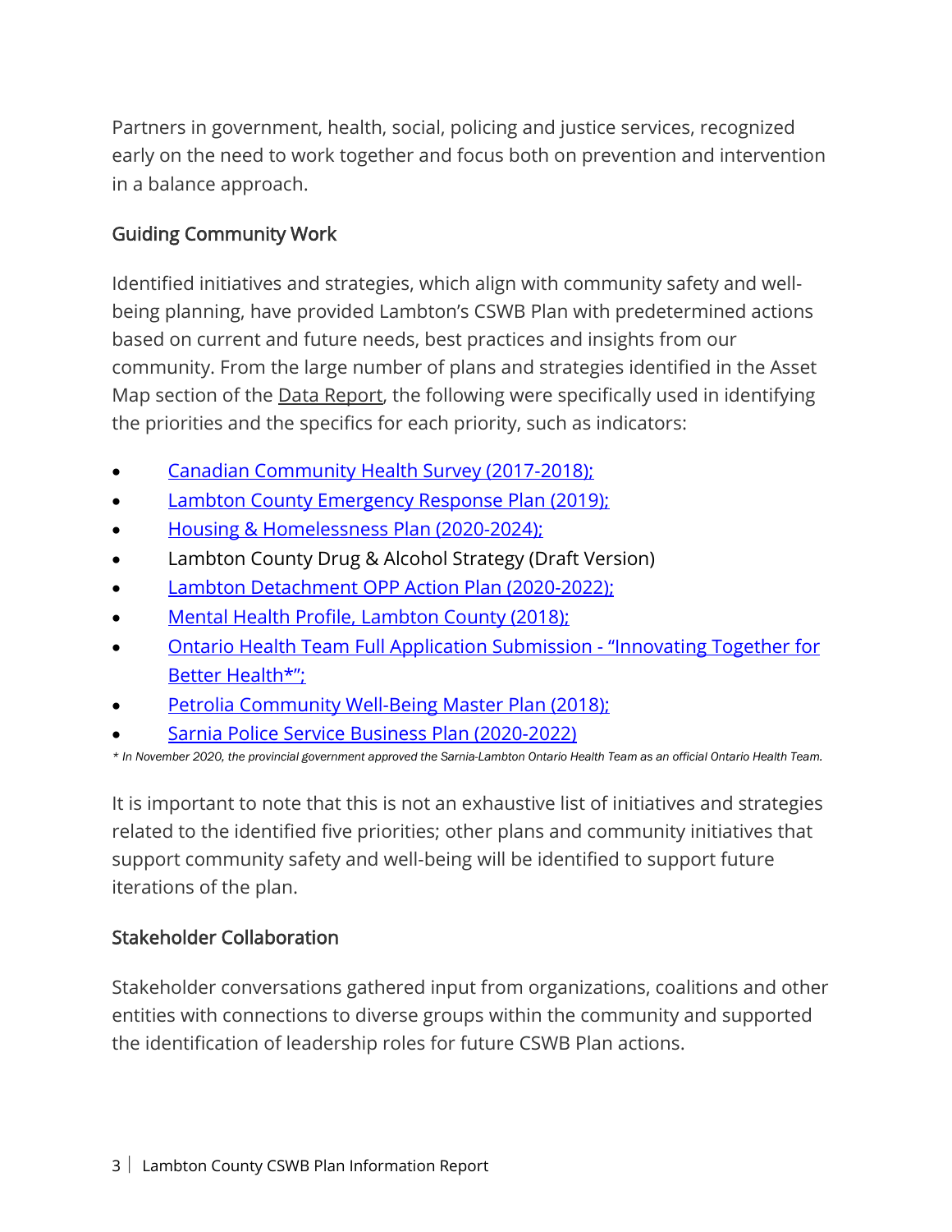Partners in government, health, social, policing and justice services, recognized early on the need to work together and focus both on prevention and intervention in a balance approach.

## Guiding Community Work

Identified initiatives and strategies, which align with community safety and well-being planning, have provided Lambton's CSWB Plan with predetermined actions based on current and future needs, best practices and insights from our community. From the large number of plans and strategies identified in the Asset Map section of the Data Report, the following were specifically used in identifying the priorities and the specifics for each priority, such as indicators:

- Canadian Community Health Survey (2017-2018);
- Lambton County Emergency Response Plan (2019);
- Housing & Homelessness Plan (2020-2024);
- Lambton County Drug & Alcohol Strategy (Draft Version)
- Lambton Detachment OPP Action Plan (2020-2022);
- Mental Health Profile, Lambton County (2018);
- Ontario Health Team Full Application Submission - "Innovating Together for Better Health*";
- Petrolia Community Well-Being Master Plan (2018);
- Sarnia Police Service Business Plan (2020-2022)

*\* In November 2020, the provincial government approved the Sarnia-Lambton Ontario Health Team as an official Ontario Health Team.*

It is important to note that this is not an exhaustive list of initiatives and strategies related to the identified five priorities; other plans and community initiatives that support community safety and well-being will be identified to support future iterations of the plan.

## Stakeholder Collaboration

Stakeholder conversations gathered input from organizations, coalitions and other entities with connections to diverse groups within the community and supported the identification of leadership roles for future CSWB Plan actions.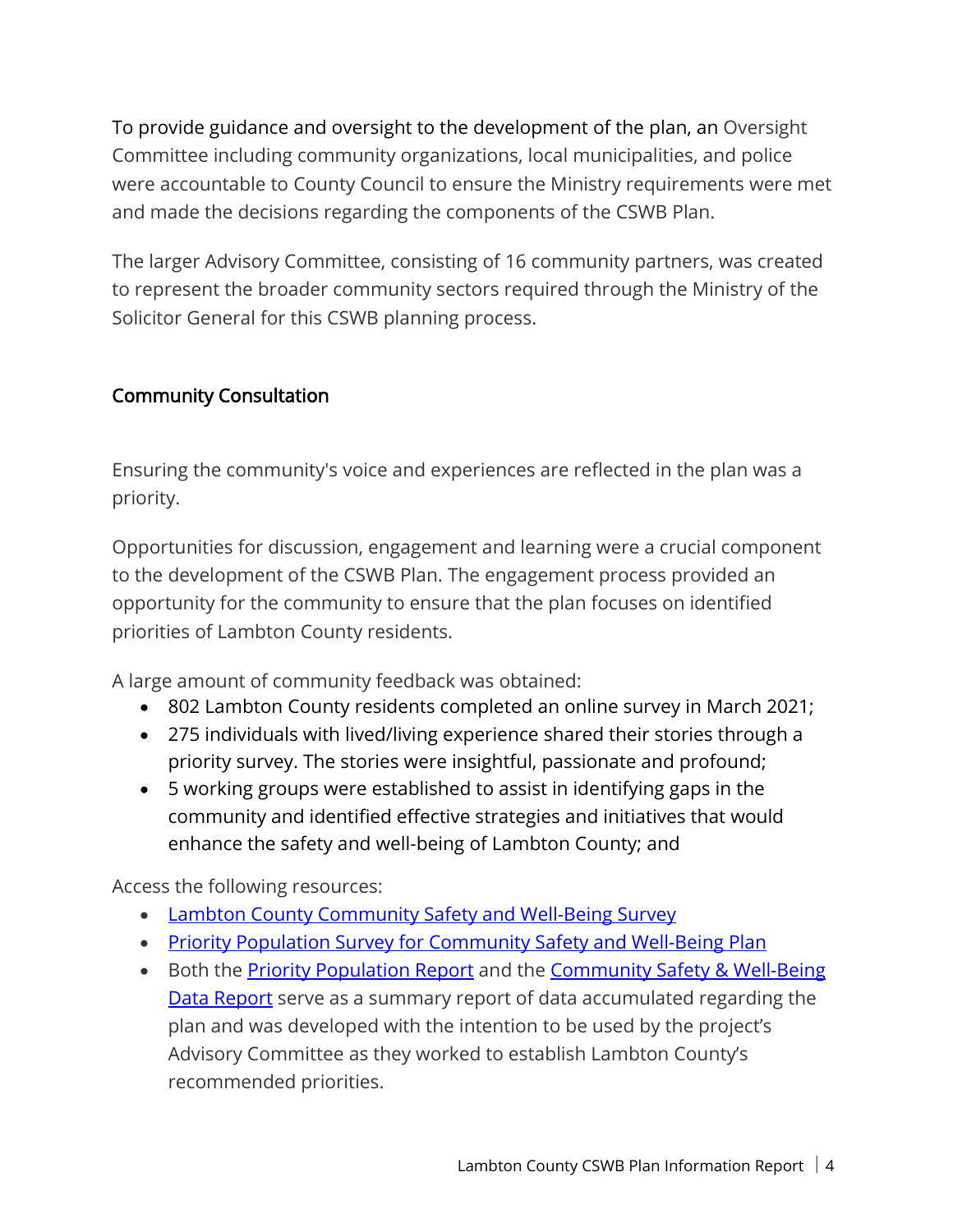To provide guidance and oversight to the development of the plan, an Oversight Committee including community organizations, local municipalities, and police were accountable to County Council to ensure the Ministry requirements were met and made the decisions regarding the components of the CSWB Plan.

The larger Advisory Committee, consisting of 16 community partners, was created to represent the broader community sectors required through the Ministry of the Solicitor General for this CSWB planning process.

## Community Consultation

Ensuring the community's voice and experiences are reflected in the plan was a priority.

Opportunities for discussion, engagement and learning were a crucial component to the development of the CSWB Plan. The engagement process provided an opportunity for the community to ensure that the plan focuses on identified priorities of Lambton County residents.

A large amount of community feedback was obtained:

- 802 Lambton County residents completed an online survey in March 2021;
- 275 individuals with lived/living experience shared their stories through a priority survey. The stories were insightful, passionate and profound;
- 5 working groups were established to assist in identifying gaps in the community and identified effective strategies and initiatives that would enhance the safety and well-being of Lambton County; and

Access the following resources:

- Lambton County Community Safety and Well-Being Survey
- Priority Population Survey for Community Safety and Well-Being Plan
- Both the Priority Population Report and the Community Safety & Well-Being Data Report serve as a summary report of data accumulated regarding the plan and was developed with the intention to be used by the project's Advisory Committee as they worked to establish Lambton County's recommended priorities.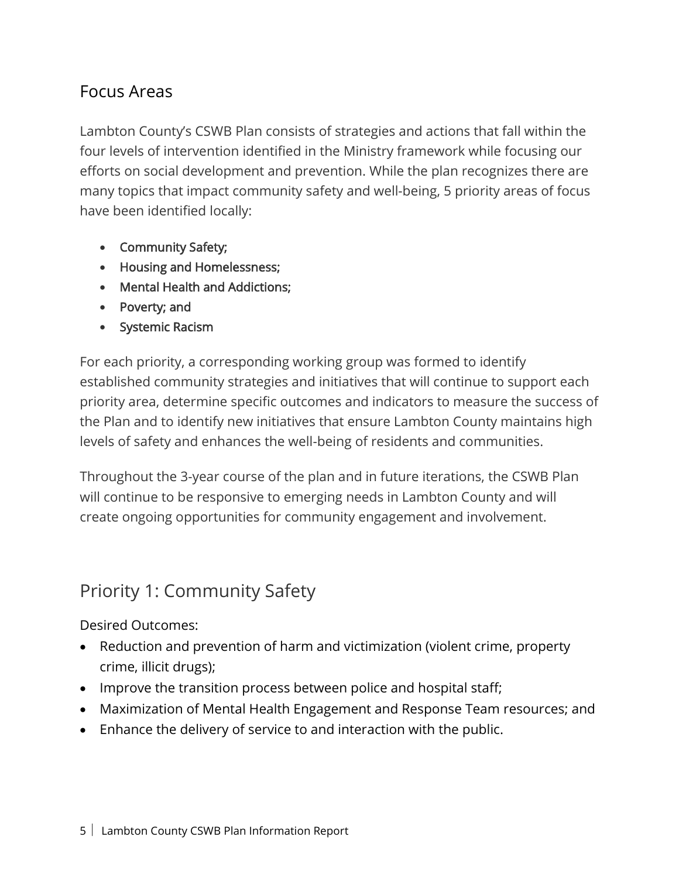## Focus Areas

Lambton County's CSWB Plan consists of strategies and actions that fall within the four levels of intervention identified in the Ministry framework while focusing our efforts on social development and prevention. While the plan recognizes there are many topics that impact community safety and well-being, 5 priority areas of focus have been identified locally:

- Community Safety;
- Housing and Homelessness;
- Mental Health and Addictions;
- Poverty; and
- Systemic Racism

For each priority, a corresponding working group was formed to identify established community strategies and initiatives that will continue to support each priority area, determine specific outcomes and indicators to measure the success of the Plan and to identify new initiatives that ensure Lambton County maintains high levels of safety and enhances the well-being of residents and communities.

Throughout the 3-year course of the plan and in future iterations, the CSWB Plan will continue to be responsive to emerging needs in Lambton County and will create ongoing opportunities for community engagement and involvement.

## Priority 1: Community Safety

Desired Outcomes:

- Reduction and prevention of harm and victimization (violent crime, property crime, illicit drugs);
- Improve the transition process between police and hospital staff;
- Maximization of Mental Health Engagement and Response Team resources; and
- Enhance the delivery of service to and interaction with the public.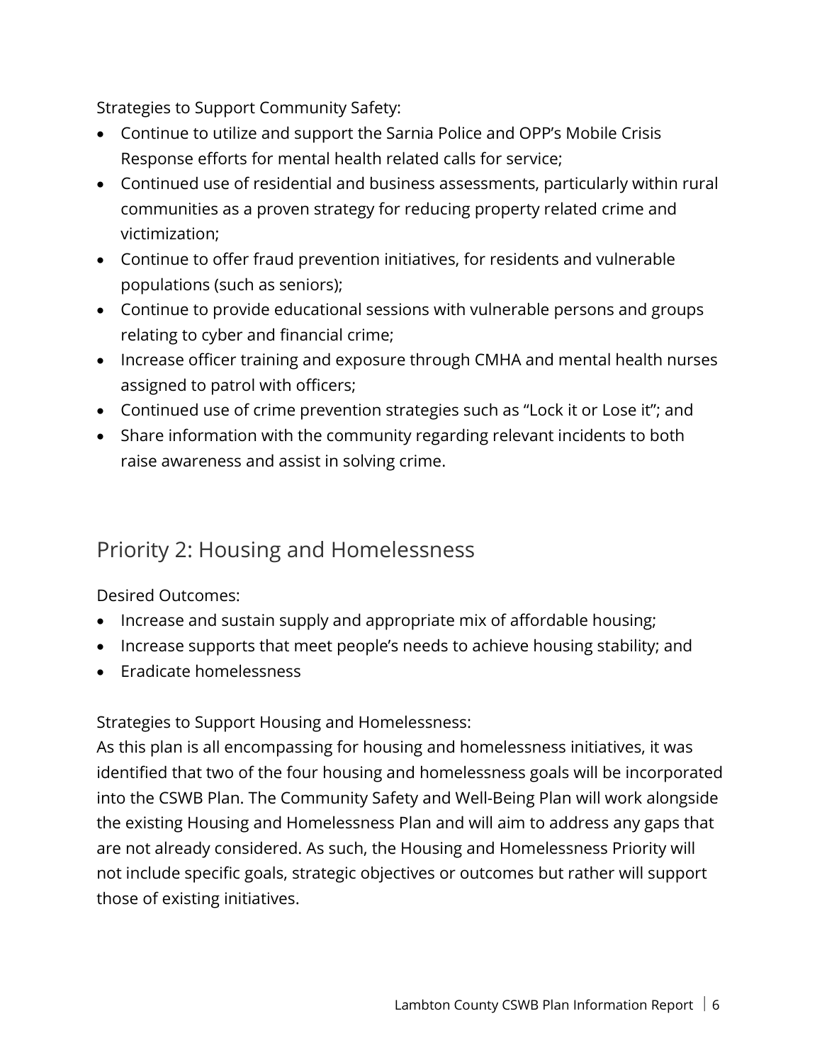Strategies to Support Community Safety:

- Continue to utilize and support the Sarnia Police and OPP's Mobile Crisis Response efforts for mental health related calls for service;
- Continued use of residential and business assessments, particularly within rural communities as a proven strategy for reducing property related crime and victimization;
- Continue to offer fraud prevention initiatives, for residents and vulnerable populations (such as seniors);
- Continue to provide educational sessions with vulnerable persons and groups relating to cyber and financial crime;
- Increase officer training and exposure through CMHA and mental health nurses assigned to patrol with officers;
- Continued use of crime prevention strategies such as "Lock it or Lose it"; and
- Share information with the community regarding relevant incidents to both raise awareness and assist in solving crime.

## Priority 2: Housing and Homelessness

Desired Outcomes:

- Increase and sustain supply and appropriate mix of affordable housing;
- Increase supports that meet people's needs to achieve housing stability; and
- Eradicate homelessness

Strategies to Support Housing and Homelessness:

As this plan is all encompassing for housing and homelessness initiatives, it was identified that two of the four housing and homelessness goals will be incorporated into the CSWB Plan. The Community Safety and Well-Being Plan will work alongside the existing Housing and Homelessness Plan and will aim to address any gaps that are not already considered. As such, the Housing and Homelessness Priority will not include specific goals, strategic objectives or outcomes but rather will support those of existing initiatives.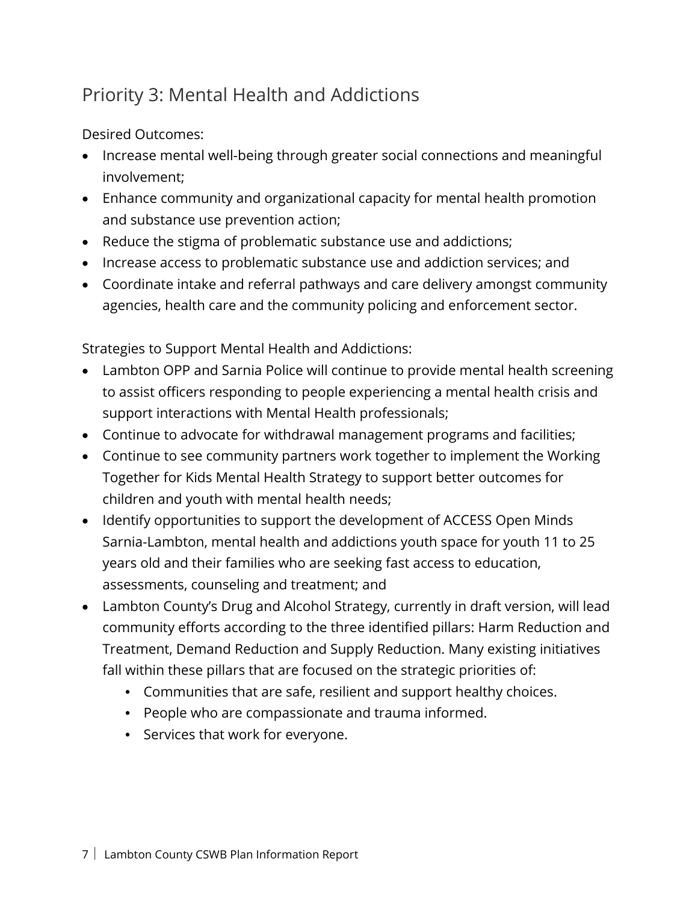## Priority 3: Mental Health and Addictions

Desired Outcomes:

- Increase mental well-being through greater social connections and meaningful involvement;
- Enhance community and organizational capacity for mental health promotion and substance use prevention action;
- Reduce the stigma of problematic substance use and addictions;
- Increase access to problematic substance use and addiction services; and
- Coordinate intake and referral pathways and care delivery amongst community agencies, health care and the community policing and enforcement sector.

Strategies to Support Mental Health and Addictions:

- Lambton OPP and Sarnia Police will continue to provide mental health screening to assist officers responding to people experiencing a mental health crisis and support interactions with Mental Health professionals;
- Continue to advocate for withdrawal management programs and facilities;
- Continue to see community partners work together to implement the Working Together for Kids Mental Health Strategy to support better outcomes for children and youth with mental health needs;
- Identify opportunities to support the development of ACCESS Open Minds Sarnia-Lambton, mental health and addictions youth space for youth 11 to 25 years old and their families who are seeking fast access to education, assessments, counseling and treatment; and
- Lambton County's Drug and Alcohol Strategy, currently in draft version, will lead community efforts according to the three identified pillars: Harm Reduction and Treatment, Demand Reduction and Supply Reduction. Many existing initiatives fall within these pillars that are focused on the strategic priorities of:
    - Communities that are safe, resilient and support healthy choices.
    - People who are compassionate and trauma informed.
    - Services that work for everyone.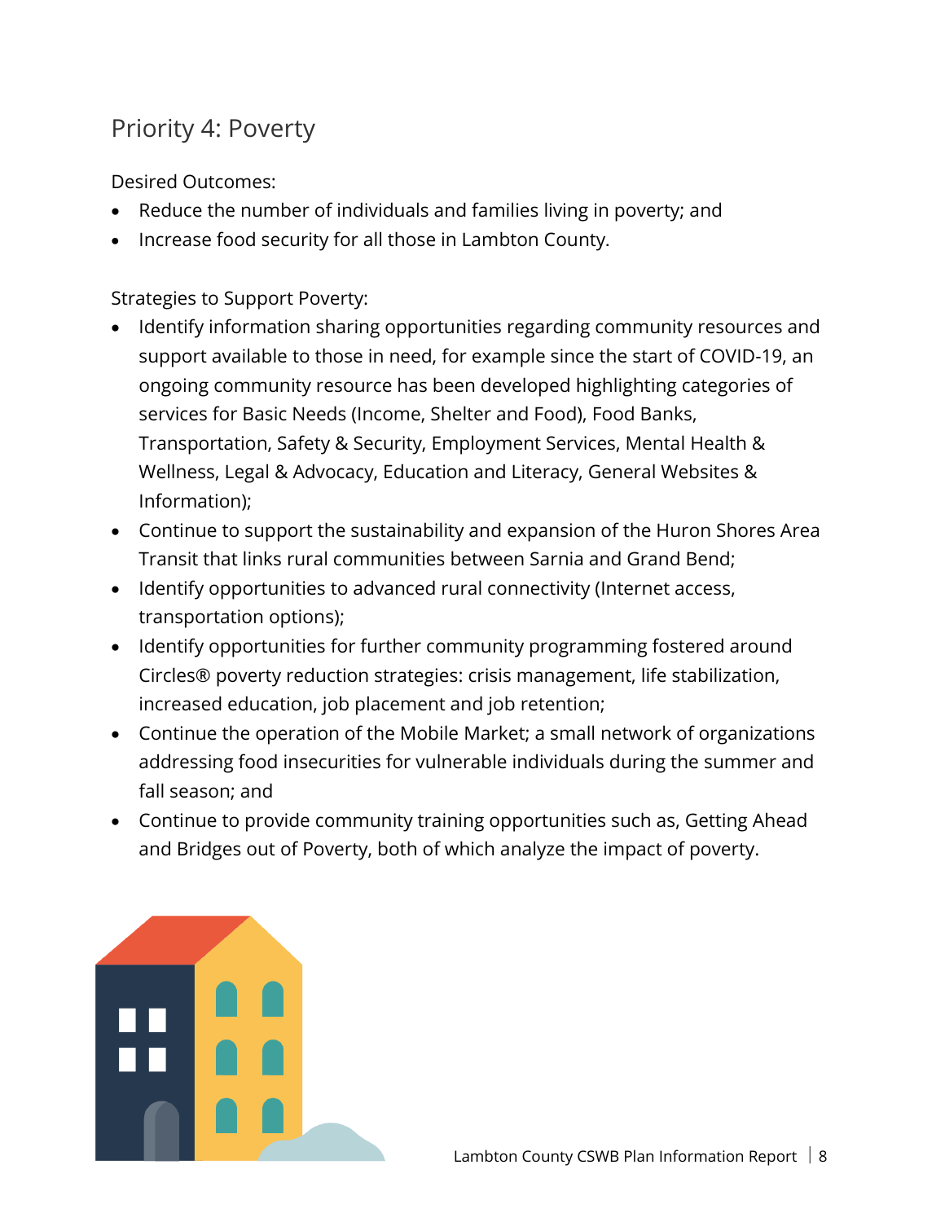## Priority 4: Poverty

Desired Outcomes:

- Reduce the number of individuals and families living in poverty; and
- Increase food security for all those in Lambton County.

Strategies to Support Poverty:

- Identify information sharing opportunities regarding community resources and support available to those in need, for example since the start of COVID-19, an ongoing community resource has been developed highlighting categories of services for Basic Needs (Income, Shelter and Food), Food Banks, Transportation, Safety & Security, Employment Services, Mental Health & Wellness, Legal & Advocacy, Education and Literacy, General Websites & Information);
- Continue to support the sustainability and expansion of the Huron Shores Area Transit that links rural communities between Sarnia and Grand Bend;
- Identify opportunities to advanced rural connectivity (Internet access, transportation options);
- Identify opportunities for further community programming fostered around Circles® poverty reduction strategies: crisis management, life stabilization, increased education, job placement and job retention;
- Continue the operation of the Mobile Market; a small network of organizations addressing food insecurities for vulnerable individuals during the summer and fall season; and
- Continue to provide community training opportunities such as, Getting Ahead and Bridges out of Poverty, both of which analyze the impact of poverty.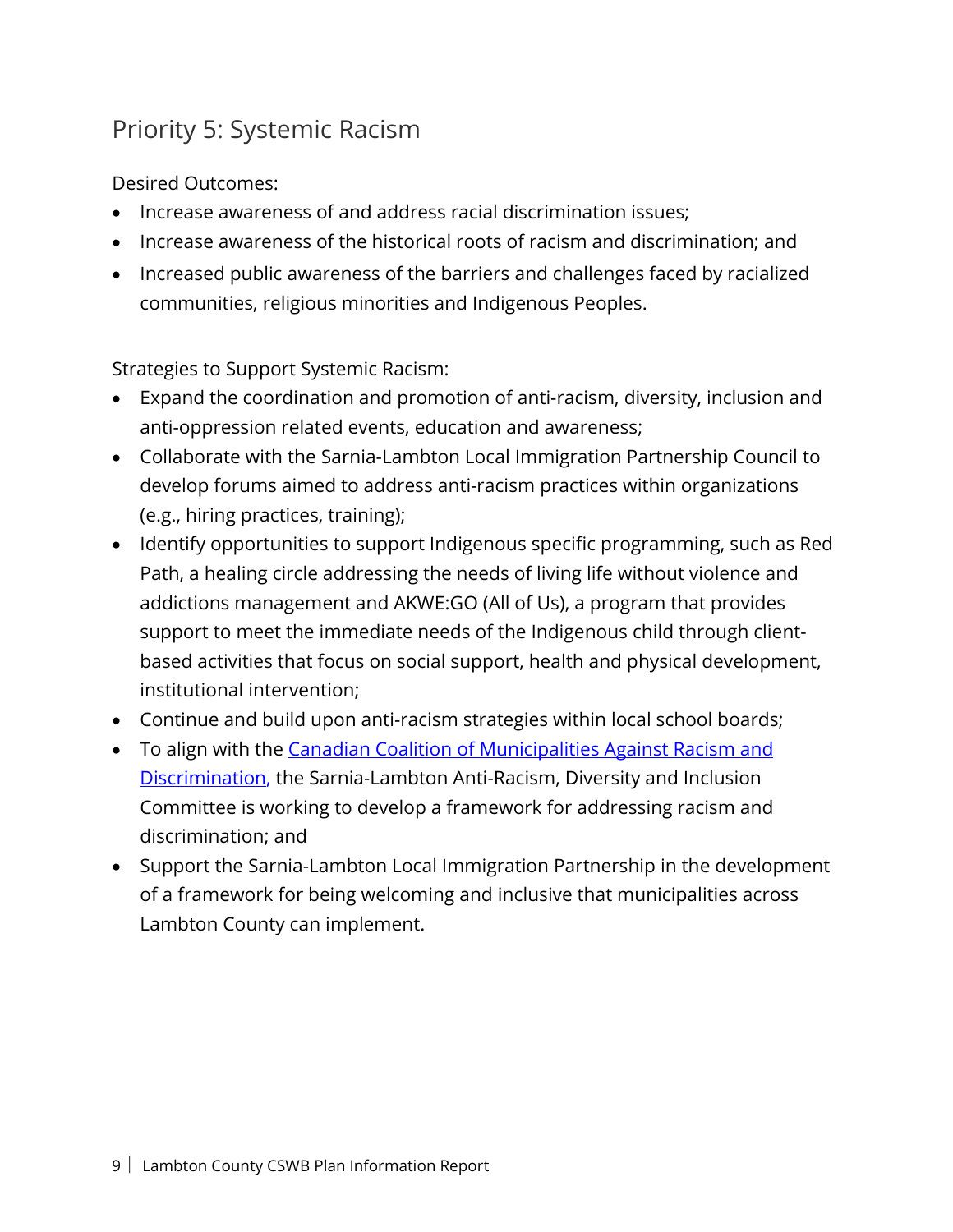## Priority 5: Systemic Racism

Desired Outcomes:

- Increase awareness of and address racial discrimination issues;
- Increase awareness of the historical roots of racism and discrimination; and
- Increased public awareness of the barriers and challenges faced by racialized communities, religious minorities and Indigenous Peoples.

Strategies to Support Systemic Racism:

- Expand the coordination and promotion of anti-racism, diversity, inclusion and anti-oppression related events, education and awareness;
- Collaborate with the Sarnia-Lambton Local Immigration Partnership Council to develop forums aimed to address anti-racism practices within organizations (e.g., hiring practices, training);
- Identify opportunities to support Indigenous specific programming, such as Red Path, a healing circle addressing the needs of living life without violence and addictions management and AKWE:GO (All of Us), a program that provides support to meet the immediate needs of the Indigenous child through client-based activities that focus on social support, health and physical development, institutional intervention;
- Continue and build upon anti-racism strategies within local school boards;
- To align with the Canadian Coalition of Municipalities Against Racism and Discrimination, the Sarnia-Lambton Anti-Racism, Diversity and Inclusion Committee is working to develop a framework for addressing racism and discrimination; and
- Support the Sarnia-Lambton Local Immigration Partnership in the development of a framework for being welcoming and inclusive that municipalities across Lambton County can implement.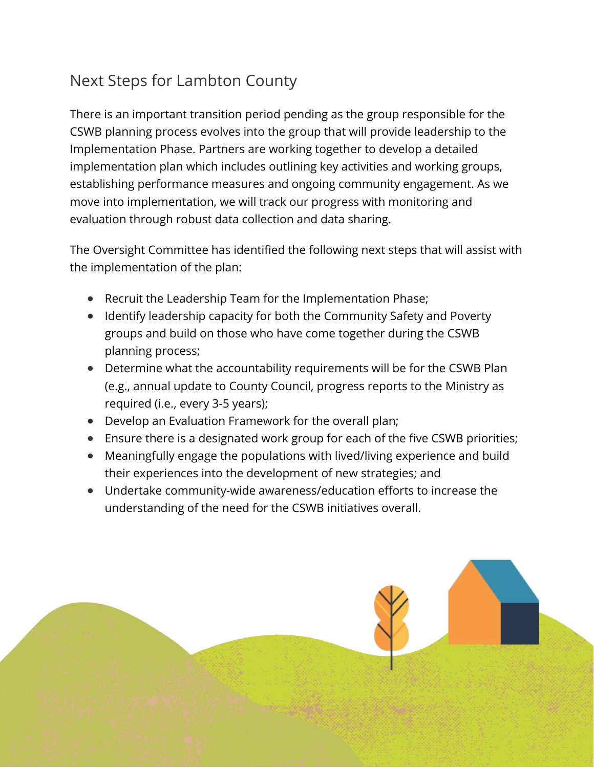## Next Steps for Lambton County

There is an important transition period pending as the group responsible for the CSWB planning process evolves into the group that will provide leadership to the Implementation Phase. Partners are working together to develop a detailed implementation plan which includes outlining key activities and working groups, establishing performance measures and ongoing community engagement. As we move into implementation, we will track our progress with monitoring and evaluation through robust data collection and data sharing.

The Oversight Committee has identified the following next steps that will assist with the implementation of the plan:

- Recruit the Leadership Team for the Implementation Phase;
- Identify leadership capacity for both the Community Safety and Poverty groups and build on those who have come together during the CSWB planning process;
- Determine what the accountability requirements will be for the CSWB Plan (e.g., annual update to County Council, progress reports to the Ministry as required (i.e., every 3-5 years);
- Develop an Evaluation Framework for the overall plan;
- Ensure there is a designated work group for each of the five CSWB priorities;
- Meaningfully engage the populations with lived/living experience and build their experiences into the development of new strategies; and
- Undertake community-wide awareness/education efforts to increase the understanding of the need for the CSWB initiatives overall.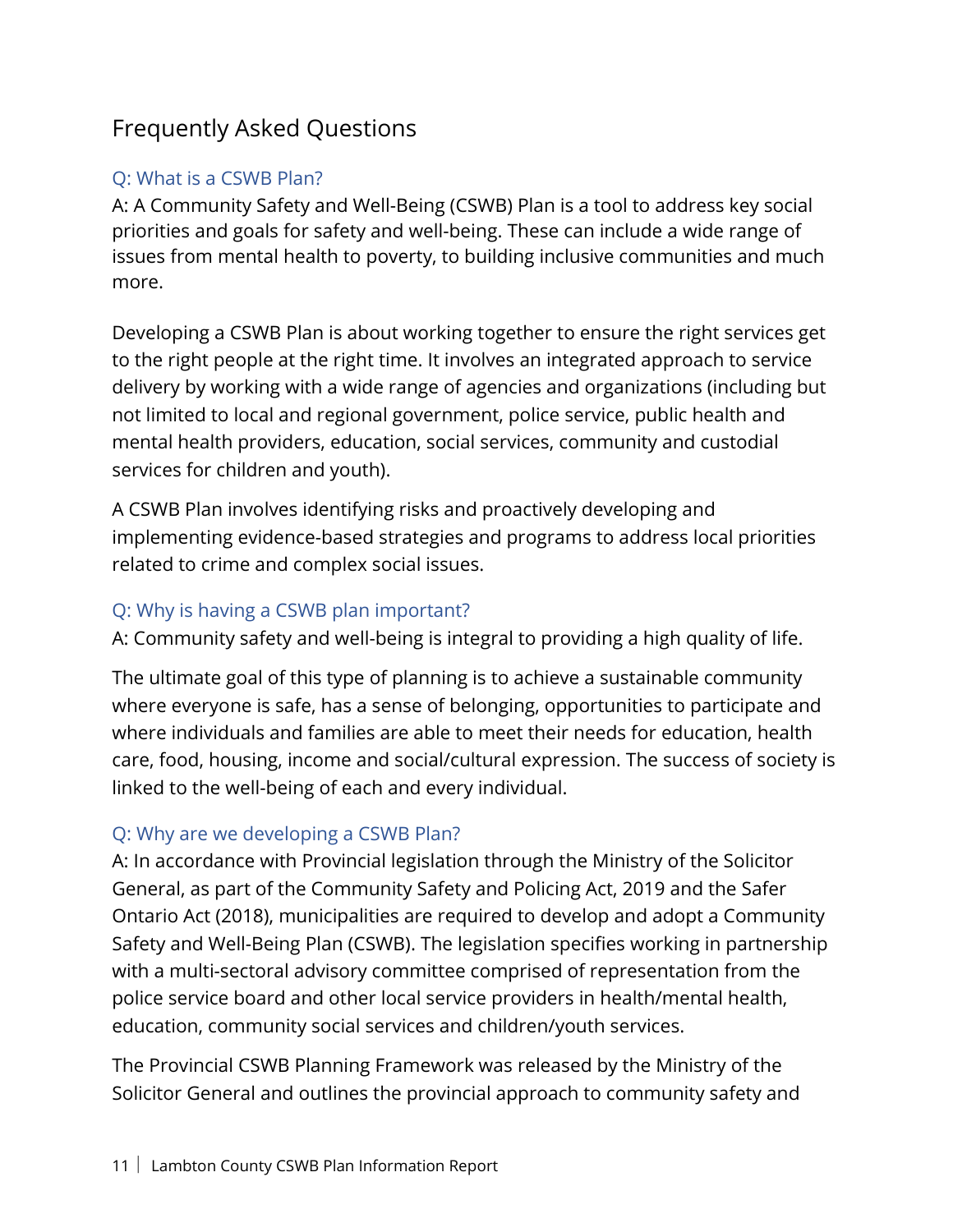## Frequently Asked Questions

### Q: What is a CSWB Plan?

A: A Community Safety and Well-Being (CSWB) Plan is a tool to address key social priorities and goals for safety and well-being. These can include a wide range of issues from mental health to poverty, to building inclusive communities and much more.

Developing a CSWB Plan is about working together to ensure the right services get to the right people at the right time. It involves an integrated approach to service delivery by working with a wide range of agencies and organizations (including but not limited to local and regional government, police service, public health and mental health providers, education, social services, community and custodial services for children and youth).

A CSWB Plan involves identifying risks and proactively developing and implementing evidence-based strategies and programs to address local priorities related to crime and complex social issues.

### Q: Why is having a CSWB plan important?

A: Community safety and well-being is integral to providing a high quality of life.

The ultimate goal of this type of planning is to achieve a sustainable community where everyone is safe, has a sense of belonging, opportunities to participate and where individuals and families are able to meet their needs for education, health care, food, housing, income and social/cultural expression. The success of society is linked to the well-being of each and every individual.

### Q: Why are we developing a CSWB Plan?

A: In accordance with Provincial legislation through the Ministry of the Solicitor General, as part of the Community Safety and Policing Act, 2019 and the Safer Ontario Act (2018), municipalities are required to develop and adopt a Community Safety and Well-Being Plan (CSWB). The legislation specifies working in partnership with a multi-sectoral advisory committee comprised of representation from the police service board and other local service providers in health/mental health, education, community social services and children/youth services.

The Provincial CSWB Planning Framework was released by the Ministry of the Solicitor General and outlines the provincial approach to community safety and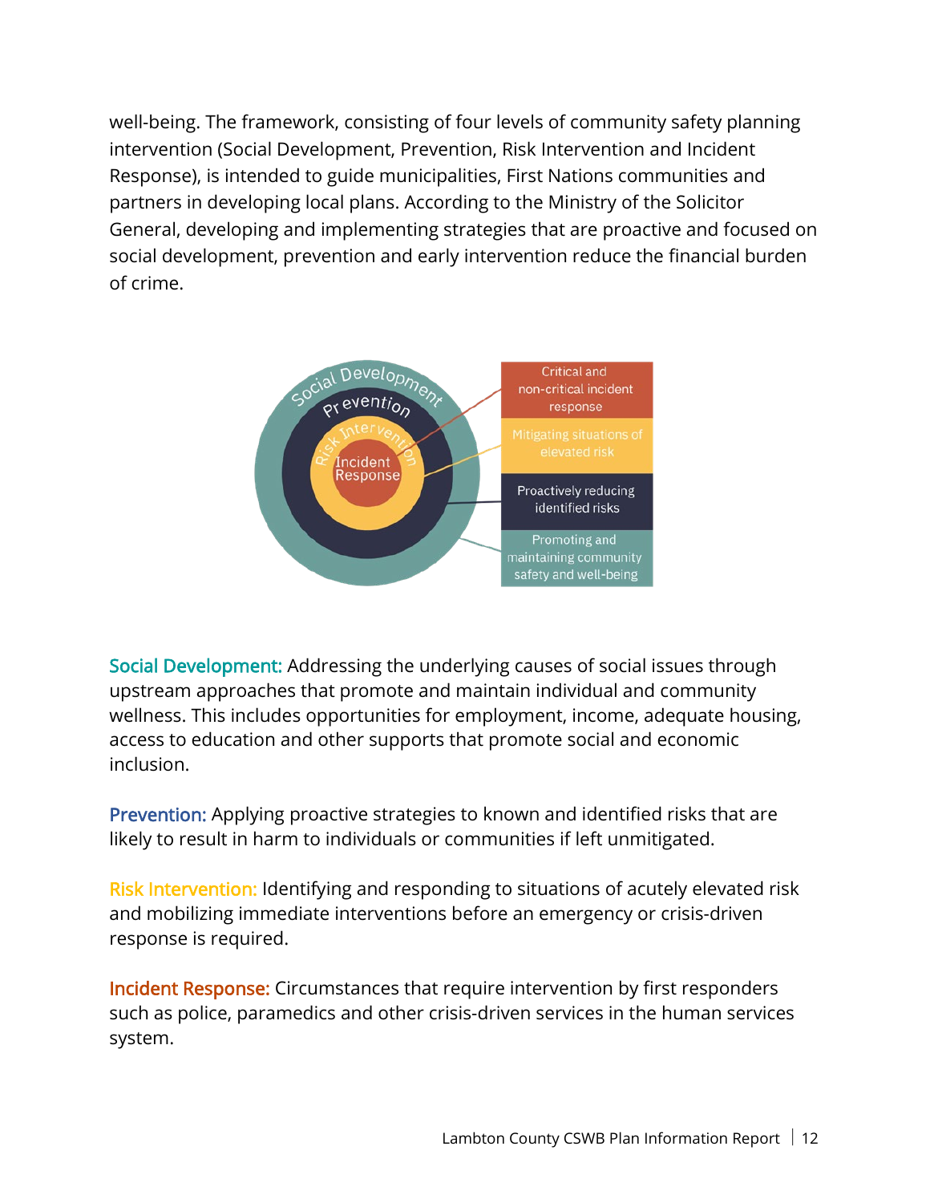well-being. The framework, consisting of four levels of community safety planning intervention (Social Development, Prevention, Risk Intervention and Incident Response), is intended to guide municipalities, First Nations communities and partners in developing local plans. According to the Ministry of the Solicitor General, developing and implementing strategies that are proactive and focused on social development, prevention and early intervention reduce the financial burden of crime.

| Level | Description |
| --- | --- |
| Incident Response | Critical and non-critical incident response |
| Risk Intervention | Mitigating situations of elevated risk |
| Prevention | Proactively reducing identified risks |
| Social Development | Promoting and maintaining community safety and well-being |

**Social Development:** Addressing the underlying causes of social issues through upstream approaches that promote and maintain individual and community wellness. This includes opportunities for employment, income, adequate housing, access to education and other supports that promote social and economic inclusion.

**Prevention:** Applying proactive strategies to known and identified risks that are likely to result in harm to individuals or communities if left unmitigated.

**Risk Intervention:** Identifying and responding to situations of acutely elevated risk and mobilizing immediate interventions before an emergency or crisis-driven response is required.

**Incident Response:** Circumstances that require intervention by first responders such as police, paramedics and other crisis-driven services in the human services system.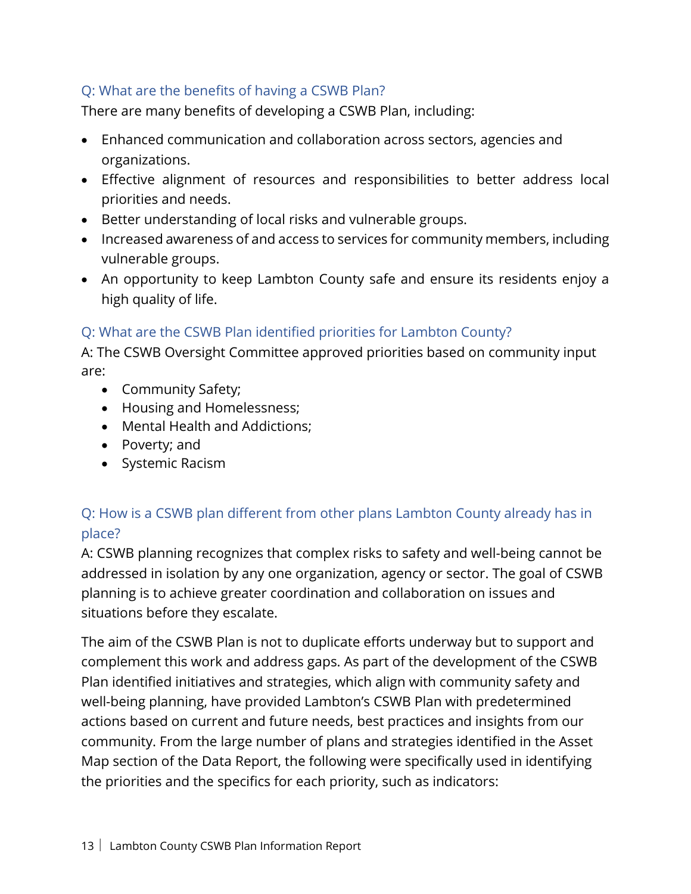### Q: What are the benefits of having a CSWB Plan?

There are many benefits of developing a CSWB Plan, including:

- Enhanced communication and collaboration across sectors, agencies and organizations.
- Effective alignment of resources and responsibilities to better address local priorities and needs.
- Better understanding of local risks and vulnerable groups.
- Increased awareness of and access to services for community members, including vulnerable groups.
- An opportunity to keep Lambton County safe and ensure its residents enjoy a high quality of life.

### Q: What are the CSWB Plan identified priorities for Lambton County?

A: The CSWB Oversight Committee approved priorities based on community input are:

- Community Safety;
- Housing and Homelessness;
- Mental Health and Addictions;
- Poverty; and
- Systemic Racism

### Q: How is a CSWB plan different from other plans Lambton County already has in place?

A: CSWB planning recognizes that complex risks to safety and well-being cannot be addressed in isolation by any one organization, agency or sector. The goal of CSWB planning is to achieve greater coordination and collaboration on issues and situations before they escalate.

The aim of the CSWB Plan is not to duplicate efforts underway but to support and complement this work and address gaps. As part of the development of the CSWB Plan identified initiatives and strategies, which align with community safety and well-being planning, have provided Lambton's CSWB Plan with predetermined actions based on current and future needs, best practices and insights from our community. From the large number of plans and strategies identified in the Asset Map section of the Data Report, the following were specifically used in identifying the priorities and the specifics for each priority, such as indicators: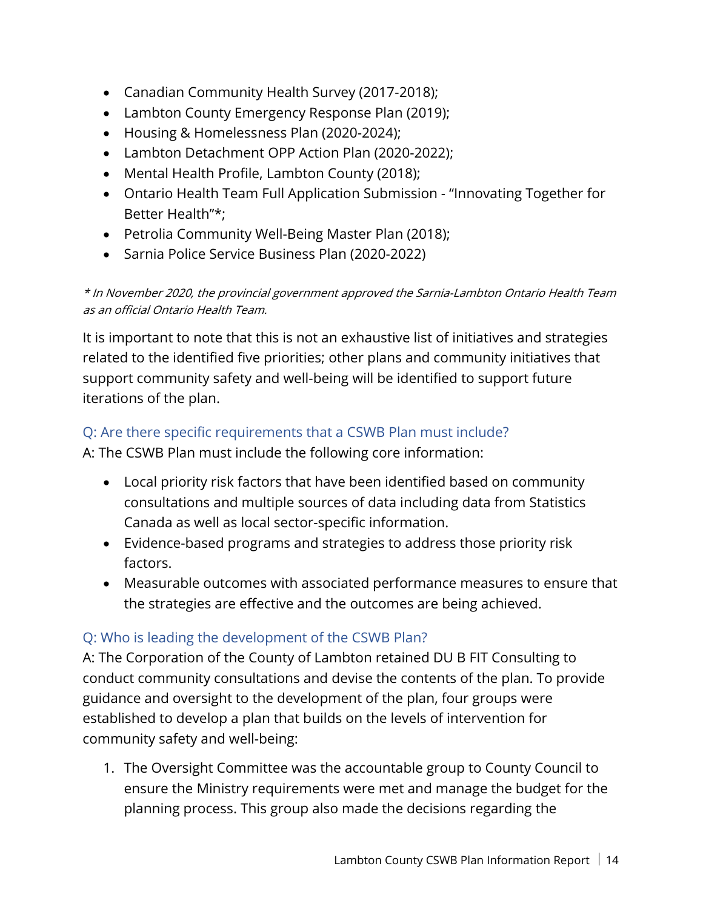- Canadian Community Health Survey (2017-2018);
- Lambton County Emergency Response Plan (2019);
- Housing & Homelessness Plan (2020-2024);
- Lambton Detachment OPP Action Plan (2020-2022);
- Mental Health Profile, Lambton County (2018);
- Ontario Health Team Full Application Submission - "Innovating Together for Better Health"*;
- Petrolia Community Well-Being Master Plan (2018);
- Sarnia Police Service Business Plan (2020-2022)

*\* In November 2020, the provincial government approved the Sarnia-Lambton Ontario Health Team as an official Ontario Health Team.*

It is important to note that this is not an exhaustive list of initiatives and strategies related to the identified five priorities; other plans and community initiatives that support community safety and well-being will be identified to support future iterations of the plan.

### Q: Are there specific requirements that a CSWB Plan must include?

A: The CSWB Plan must include the following core information:

- Local priority risk factors that have been identified based on community consultations and multiple sources of data including data from Statistics Canada as well as local sector-specific information.
- Evidence-based programs and strategies to address those priority risk factors.
- Measurable outcomes with associated performance measures to ensure that the strategies are effective and the outcomes are being achieved.

### Q: Who is leading the development of the CSWB Plan?

A: The Corporation of the County of Lambton retained DU B FIT Consulting to conduct community consultations and devise the contents of the plan. To provide guidance and oversight to the development of the plan, four groups were established to develop a plan that builds on the levels of intervention for community safety and well-being:

1. The Oversight Committee was the accountable group to County Council to ensure the Ministry requirements were met and manage the budget for the planning process. This group also made the decisions regarding the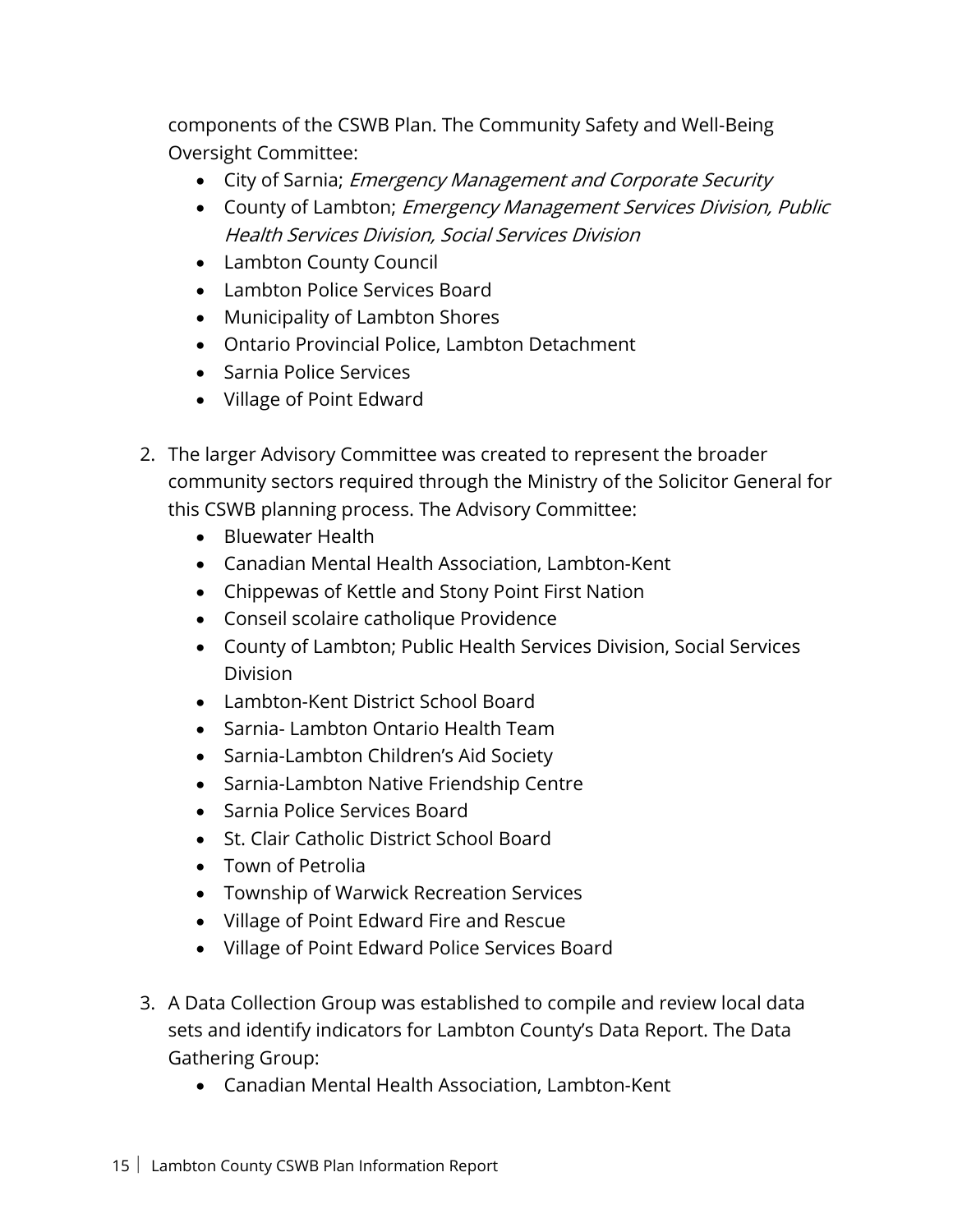components of the CSWB Plan. The Community Safety and Well-Being Oversight Committee:

- City of Sarnia; *Emergency Management and Corporate Security*
- County of Lambton; *Emergency Management Services Division, Public Health Services Division, Social Services Division*
- Lambton County Council
- Lambton Police Services Board
- Municipality of Lambton Shores
- Ontario Provincial Police, Lambton Detachment
- Sarnia Police Services
- Village of Point Edward

2. The larger Advisory Committee was created to represent the broader community sectors required through the Ministry of the Solicitor General for this CSWB planning process. The Advisory Committee:
   - Bluewater Health
   - Canadian Mental Health Association, Lambton-Kent
   - Chippewas of Kettle and Stony Point First Nation
   - Conseil scolaire catholique Providence
   - County of Lambton; Public Health Services Division, Social Services Division
   - Lambton-Kent District School Board
   - Sarnia- Lambton Ontario Health Team
   - Sarnia-Lambton Children's Aid Society
   - Sarnia-Lambton Native Friendship Centre
   - Sarnia Police Services Board
   - St. Clair Catholic District School Board
   - Town of Petrolia
   - Township of Warwick Recreation Services
   - Village of Point Edward Fire and Rescue
   - Village of Point Edward Police Services Board

3. A Data Collection Group was established to compile and review local data sets and identify indicators for Lambton County's Data Report. The Data Gathering Group:
   - Canadian Mental Health Association, Lambton-Kent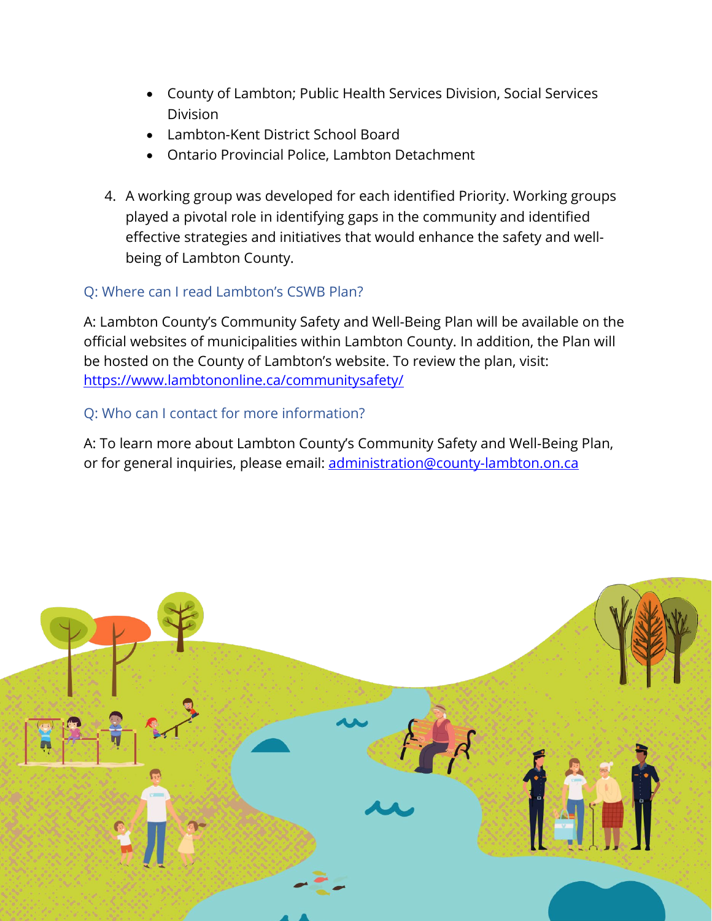- County of Lambton; Public Health Services Division, Social Services Division
- Lambton-Kent District School Board
- Ontario Provincial Police, Lambton Detachment

4. A working group was developed for each identified Priority. Working groups played a pivotal role in identifying gaps in the community and identified effective strategies and initiatives that would enhance the safety and well-being of Lambton County.

### Q: Where can I read Lambton's CSWB Plan?

A: Lambton County's Community Safety and Well-Being Plan will be available on the official websites of municipalities within Lambton County. In addition, the Plan will be hosted on the County of Lambton's website. To review the plan, visit: [https://www.lambtononline.ca/communitysafety/](https://www.lambtononline.ca/communitysafety/)

### Q: Who can I contact for more information?

A: To learn more about Lambton County's Community Safety and Well-Being Plan, or for general inquiries, please email: [administration@county-lambton.on.ca](mailto:administration@county-lambton.on.ca)